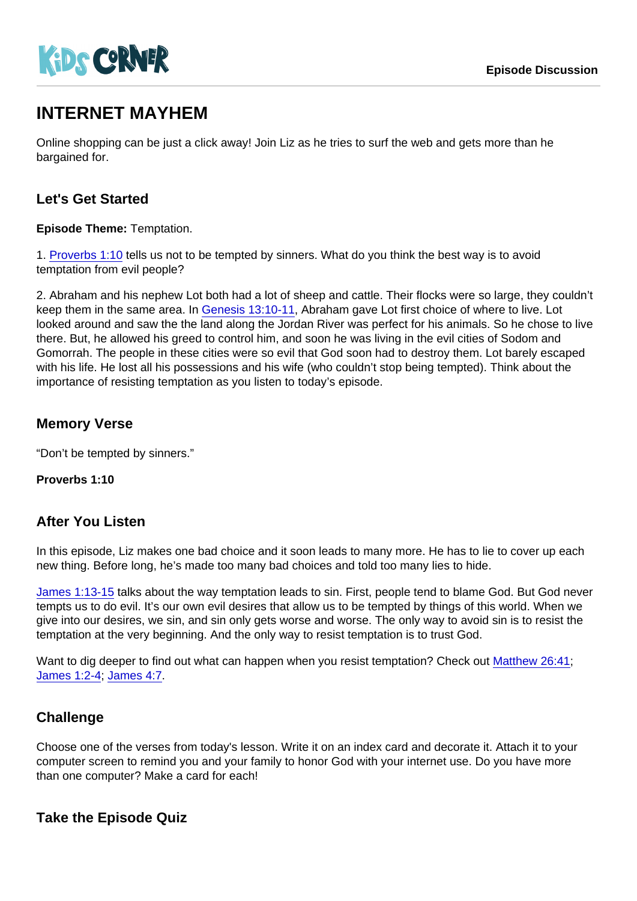# INTERNET MAYHEM

Online shopping can be just a click away! Join Liz as he tries to surf the web and gets more than he bargained for.

## Let's Get Started

**Episode Theme:** Temptation.

1. Proverbs 1:10 tells us not to be tempted by sinners. What do you think the best way is to avoid temptation from evil people?

2. Abraham and his nephew Lot both had a lot of sheep and cattle. Their flocks were so large, they couldn't keep them in the same area. In Genesis 13:10-11, Abraham gave Lot first choice of where to live. Lot looked around and saw the the land along the Jordan River was perfect for his animals. So he chose to live there. But, he allowed his greed to control him, and soon he was living in the evil cities of Sodom and Gomorrah. The people in these cities were so evil that God soon had to destroy them. Lot barely escaped with his life. He lost all his possessions and his wife (who couldn't stop being tempted). Think about the importance of resisting temptation as you listen to today's episode.

## Memory Verse

"Don't be tempted by sinners."

**Proverbs 1:10**

## After You Listen

In this episode, Liz makes one bad choice and it soon leads to many more. He has to lie to cover up each new thing. Before long, he's made too many bad choices and told too many lies to hide.

James 1:13-15 talks about the way temptation leads to sin. First, people tend to blame God. But God never tempts us to do evil. It's our own evil desires that allow us to be tempted by things of this world. When we give into our desires, we sin, and sin only gets worse and worse. The only way to avoid sin is to resist the temptation at the very beginning. And the only way to resist temptation is to trust God.

Want to dig deeper to find out what can happen when you resist temptation? Check out Matthew 26:41; James 1:2-4; James 4:7.

## Challenge

Choose one of the verses from today's lesson. Write it on an index card and decorate it. Attach it to your computer screen to remind you and your family to honor God with your internet use. Do you have more than one computer? Make a card for each!

## Take the Episode Quiz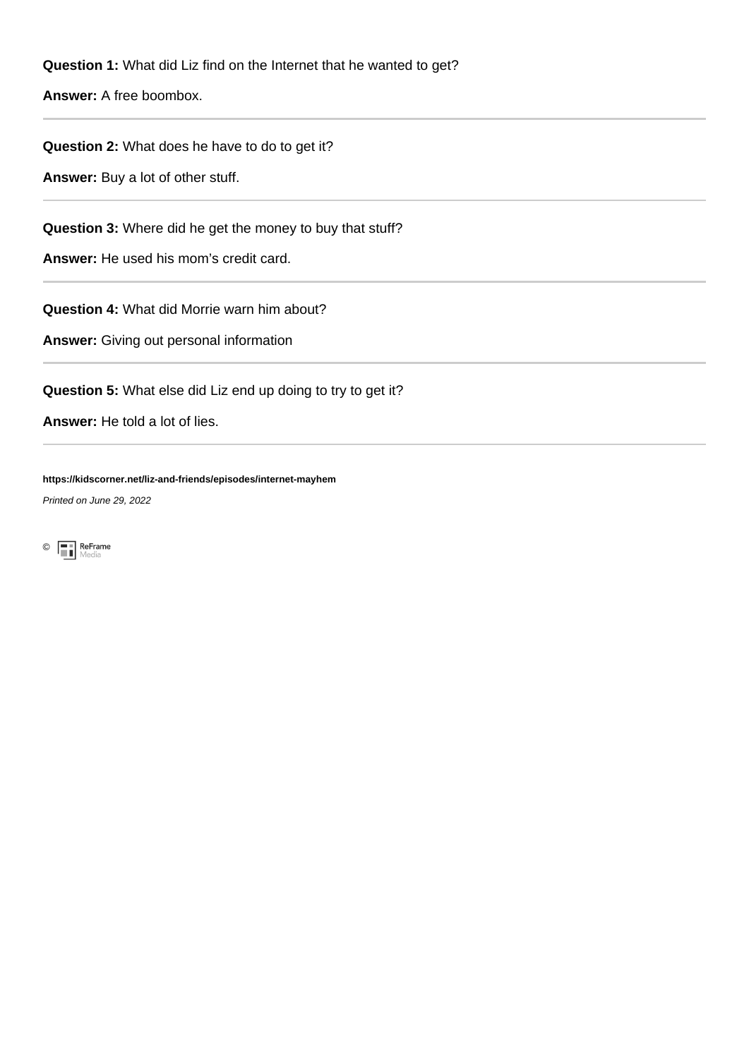**Question 1:** What did Liz find on the Internet that he wanted to get?

**Answer:** A free boombox.

---

**Question 2:** What does he have to do to get it?

**Answer:** Buy a lot of other stuff.

---

**Question 3:** Where did he get the money to buy that stuff?

**Answer:** He used his mom's credit card.

---

**Question 4:** What did Morrie warn him about?

**Answer:** Giving out personal information

---

**Question 5:** What else did Liz end up doing to try to get it?

**Answer:** He told a lot of lies.

---

**https://kidscorner.net/liz-and-friends/episodes/internet-mayhem**

*Printed on June 29, 2022*

© ReFrame Media